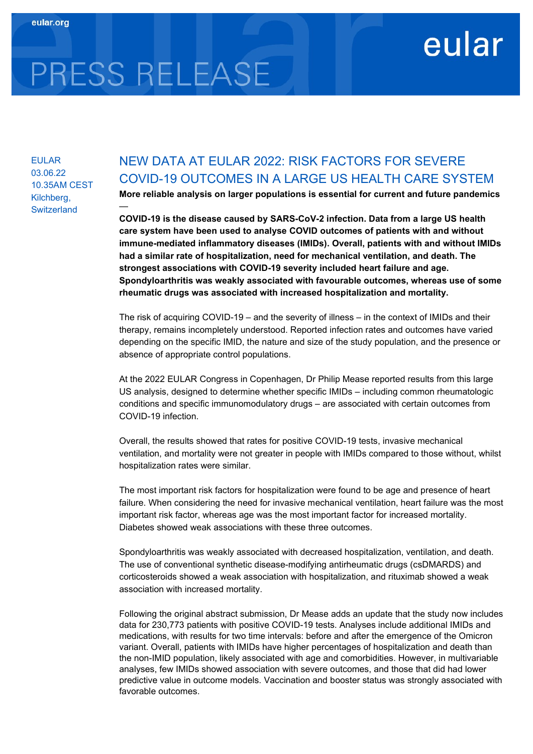eular.org

# PRESS RELEASE

eular

EULAR
03.06.22
10.35AM CEST
Kilchberg, Switzerland

## NEW DATA AT EULAR 2022: RISK FACTORS FOR SEVERE COVID-19 OUTCOMES IN A LARGE US HEALTH CARE SYSTEM

**More reliable analysis on larger populations is essential for current and future pandemics**

—

**COVID-19 is the disease caused by SARS-CoV-2 infection. Data from a large US health care system have been used to analyse COVID outcomes of patients with and without immune-mediated inflammatory diseases (IMIDs). Overall, patients with and without IMIDs had a similar rate of hospitalization, need for mechanical ventilation, and death. The strongest associations with COVID-19 severity included heart failure and age. Spondyloarthritis was weakly associated with favourable outcomes, whereas use of some rheumatic drugs was associated with increased hospitalization and mortality.**

The risk of acquiring COVID-19 – and the severity of illness – in the context of IMIDs and their therapy, remains incompletely understood. Reported infection rates and outcomes have varied depending on the specific IMID, the nature and size of the study population, and the presence or absence of appropriate control populations.

At the 2022 EULAR Congress in Copenhagen, Dr Philip Mease reported results from this large US analysis, designed to determine whether specific IMIDs – including common rheumatologic conditions and specific immunomodulatory drugs – are associated with certain outcomes from COVID-19 infection.

Overall, the results showed that rates for positive COVID-19 tests, invasive mechanical ventilation, and mortality were not greater in people with IMIDs compared to those without, whilst hospitalization rates were similar.

The most important risk factors for hospitalization were found to be age and presence of heart failure. When considering the need for invasive mechanical ventilation, heart failure was the most important risk factor, whereas age was the most important factor for increased mortality. Diabetes showed weak associations with these three outcomes.

Spondyloarthritis was weakly associated with decreased hospitalization, ventilation, and death. The use of conventional synthetic disease-modifying antirheumatic drugs (csDMARDS) and corticosteroids showed a weak association with hospitalization, and rituximab showed a weak association with increased mortality.

Following the original abstract submission, Dr Mease adds an update that the study now includes data for 230,773 patients with positive COVID-19 tests. Analyses include additional IMIDs and medications, with results for two time intervals: before and after the emergence of the Omicron variant. Overall, patients with IMIDs have higher percentages of hospitalization and death than the non-IMID population, likely associated with age and comorbidities. However, in multivariable analyses, few IMIDs showed association with severe outcomes, and those that did had lower predictive value in outcome models. Vaccination and booster status was strongly associated with favorable outcomes.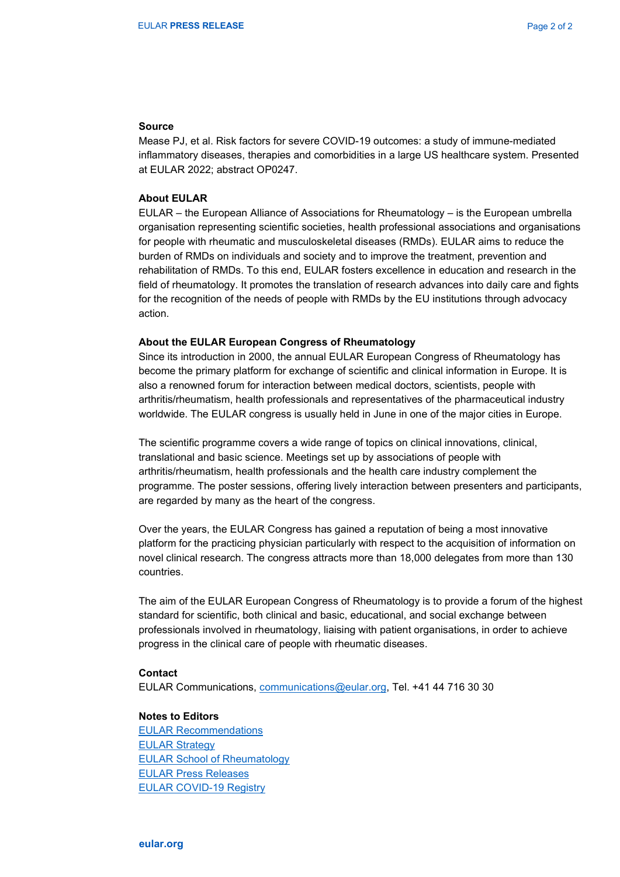**Source**

Mease PJ, et al. Risk factors for severe COVID-19 outcomes: a study of immune-mediated inflammatory diseases, therapies and comorbidities in a large US healthcare system. Presented at EULAR 2022; abstract OP0247.

**About EULAR**

EULAR – the European Alliance of Associations for Rheumatology – is the European umbrella organisation representing scientific societies, health professional associations and organisations for people with rheumatic and musculoskeletal diseases (RMDs). EULAR aims to reduce the burden of RMDs on individuals and society and to improve the treatment, prevention and rehabilitation of RMDs. To this end, EULAR fosters excellence in education and research in the field of rheumatology. It promotes the translation of research advances into daily care and fights for the recognition of the needs of people with RMDs by the EU institutions through advocacy action.

**About the EULAR European Congress of Rheumatology**

Since its introduction in 2000, the annual EULAR European Congress of Rheumatology has become the primary platform for exchange of scientific and clinical information in Europe. It is also a renowned forum for interaction between medical doctors, scientists, people with arthritis/rheumatism, health professionals and representatives of the pharmaceutical industry worldwide. The EULAR congress is usually held in June in one of the major cities in Europe.

The scientific programme covers a wide range of topics on clinical innovations, clinical, translational and basic science. Meetings set up by associations of people with arthritis/rheumatism, health professionals and the health care industry complement the programme. The poster sessions, offering lively interaction between presenters and participants, are regarded by many as the heart of the congress.

Over the years, the EULAR Congress has gained a reputation of being a most innovative platform for the practicing physician particularly with respect to the acquisition of information on novel clinical research. The congress attracts more than 18,000 delegates from more than 130 countries.

The aim of the EULAR European Congress of Rheumatology is to provide a forum of the highest standard for scientific, both clinical and basic, educational, and social exchange between professionals involved in rheumatology, liaising with patient organisations, in order to achieve progress in the clinical care of people with rheumatic diseases.

**Contact**

EULAR Communications, communications@eular.org, Tel. +41 44 716 30 30

**Notes to Editors**

EULAR Recommendations
EULAR Strategy
EULAR School of Rheumatology
EULAR Press Releases
EULAR COVID-19 Registry

**eular.org**